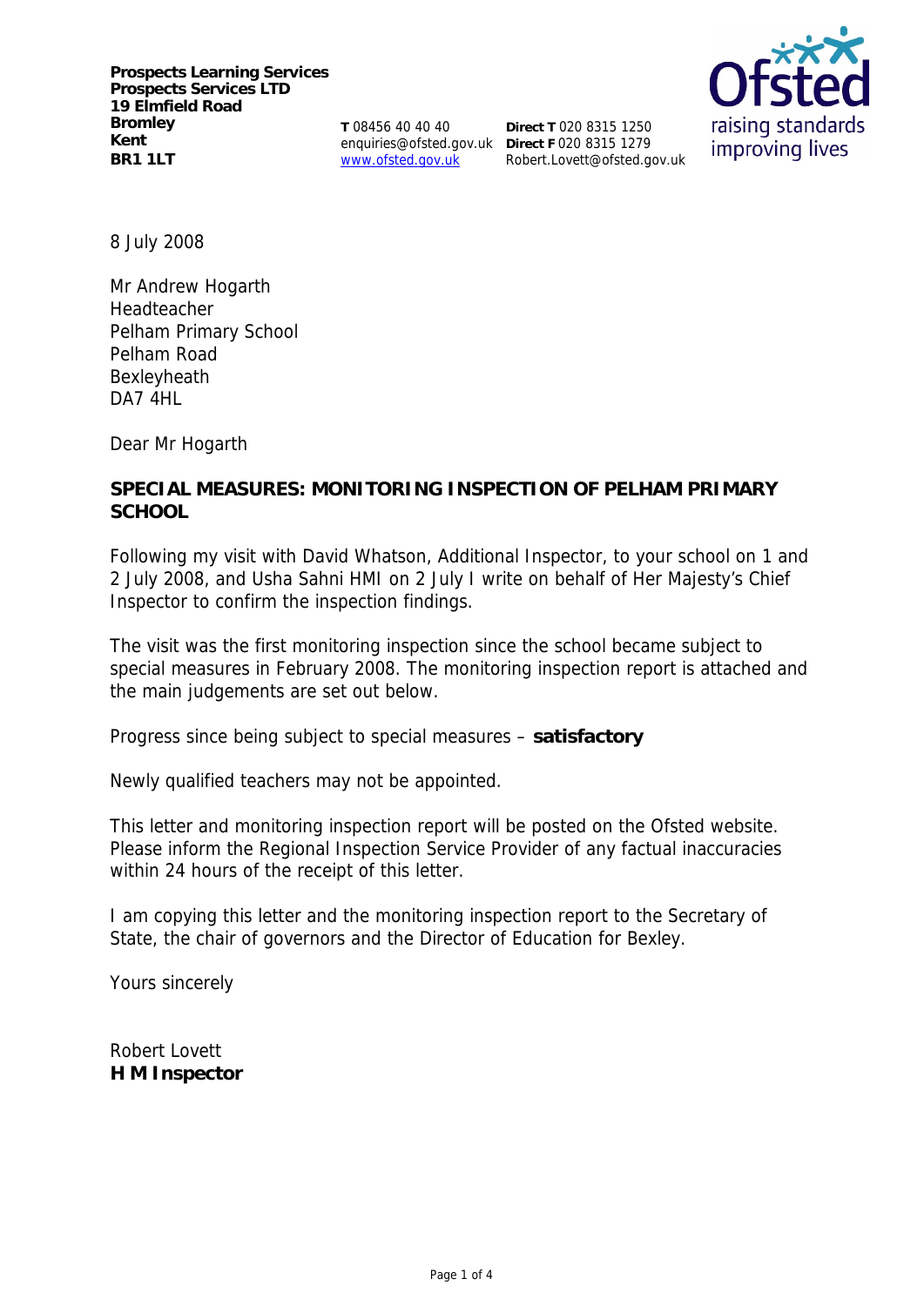**Prospects Learning Services**
**Prospects Services LTD**
**19 Elmfield Road**
**Bromley**
**Kent**
**BR1 1LT**

**T** 08456 40 40 40
enquiries@ofsted.gov.uk
www.ofsted.gov.uk

**Direct T** 020 8315 1250
**Direct F** 020 8315 1279
Robert.Lovett@ofsted.gov.uk

8 July 2008

Mr Andrew Hogarth
Headteacher
Pelham Primary School
Pelham Road
Bexleyheath
DA7 4HL

Dear Mr Hogarth

**SPECIAL MEASURES: MONITORING INSPECTION OF PELHAM PRIMARY SCHOOL**

Following my visit with David Whatson, Additional Inspector, to your school on 1 and 2 July 2008, and Usha Sahni HMI on 2 July I write on behalf of Her Majesty's Chief Inspector to confirm the inspection findings.

The visit was the first monitoring inspection since the school became subject to special measures in February 2008. The monitoring inspection report is attached and the main judgements are set out below.

Progress since being subject to special measures – **satisfactory**

Newly qualified teachers may not be appointed.

This letter and monitoring inspection report will be posted on the Ofsted website. Please inform the Regional Inspection Service Provider of any factual inaccuracies within 24 hours of the receipt of this letter.

I am copying this letter and the monitoring inspection report to the Secretary of State, the chair of governors and the Director of Education for Bexley.

Yours sincerely

Robert Lovett
**H M Inspector**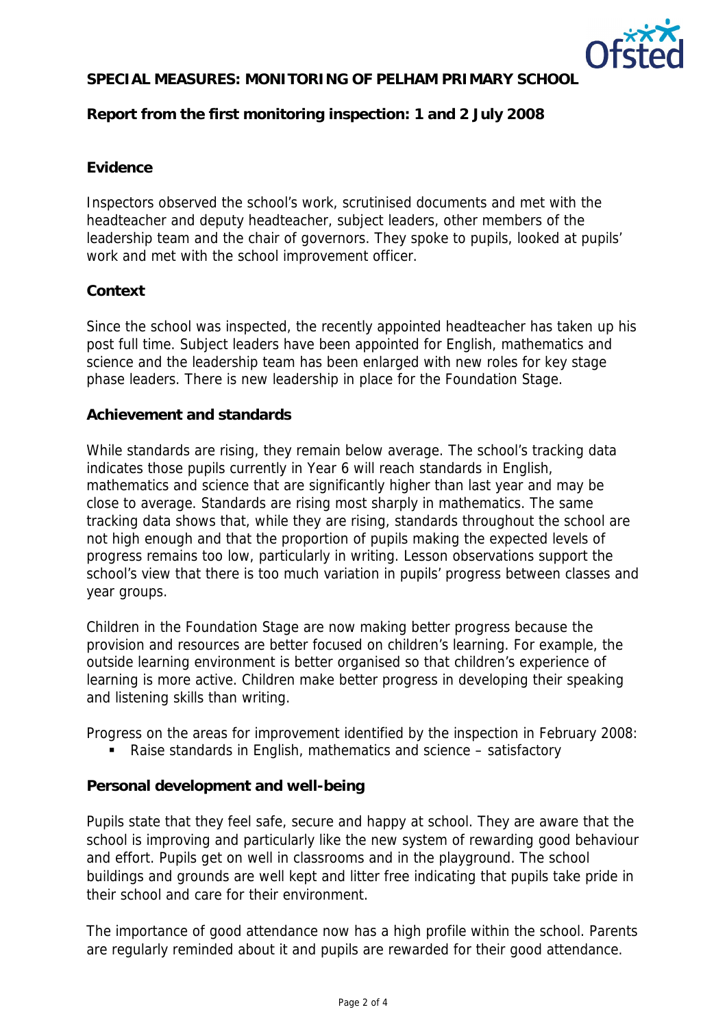**SPECIAL MEASURES: MONITORING OF PELHAM PRIMARY SCHOOL**

**Report from the first monitoring inspection: 1 and 2 July 2008**

## Evidence

Inspectors observed the school's work, scrutinised documents and met with the headteacher and deputy headteacher, subject leaders, other members of the leadership team and the chair of governors. They spoke to pupils, looked at pupils' work and met with the school improvement officer.

## Context

Since the school was inspected, the recently appointed headteacher has taken up his post full time. Subject leaders have been appointed for English, mathematics and science and the leadership team has been enlarged with new roles for key stage phase leaders. There is new leadership in place for the Foundation Stage.

## Achievement and standards

While standards are rising, they remain below average. The school's tracking data indicates those pupils currently in Year 6 will reach standards in English, mathematics and science that are significantly higher than last year and may be close to average. Standards are rising most sharply in mathematics. The same tracking data shows that, while they are rising, standards throughout the school are not high enough and that the proportion of pupils making the expected levels of progress remains too low, particularly in writing. Lesson observations support the school's view that there is too much variation in pupils' progress between classes and year groups.

Children in the Foundation Stage are now making better progress because the provision and resources are better focused on children's learning. For example, the outside learning environment is better organised so that children's experience of learning is more active. Children make better progress in developing their speaking and listening skills than writing.

Progress on the areas for improvement identified by the inspection in February 2008:

- Raise standards in English, mathematics and science – satisfactory

## Personal development and well-being

Pupils state that they feel safe, secure and happy at school. They are aware that the school is improving and particularly like the new system of rewarding good behaviour and effort. Pupils get on well in classrooms and in the playground. The school buildings and grounds are well kept and litter free indicating that pupils take pride in their school and care for their environment.

The importance of good attendance now has a high profile within the school. Parents are regularly reminded about it and pupils are rewarded for their good attendance.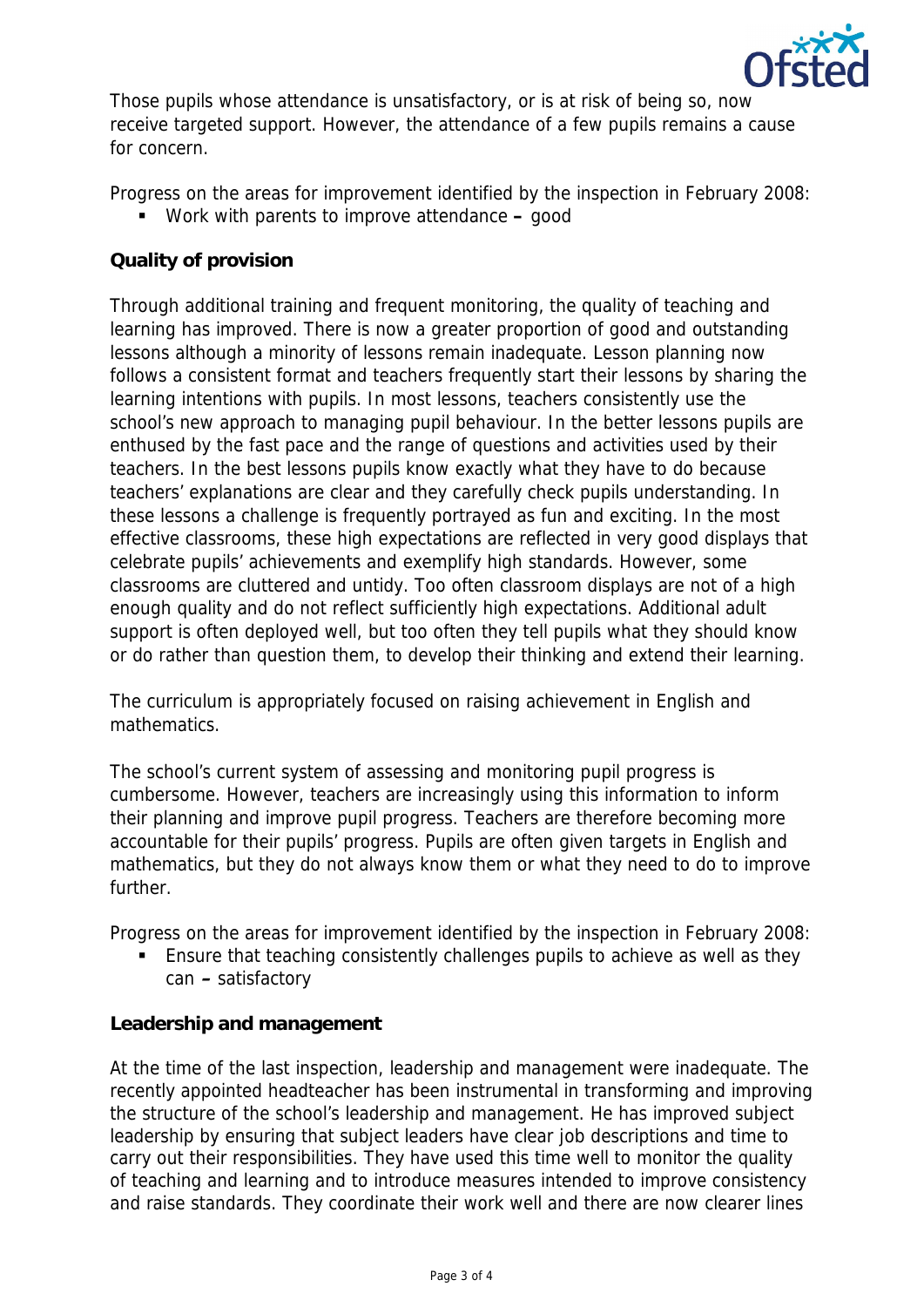Those pupils whose attendance is unsatisfactory, or is at risk of being so, now receive targeted support. However, the attendance of a few pupils remains a cause for concern.

Progress on the areas for improvement identified by the inspection in February 2008:

- Work with parents to improve attendance – good

**Quality of provision**

Through additional training and frequent monitoring, the quality of teaching and learning has improved. There is now a greater proportion of good and outstanding lessons although a minority of lessons remain inadequate. Lesson planning now follows a consistent format and teachers frequently start their lessons by sharing the learning intentions with pupils. In most lessons, teachers consistently use the school's new approach to managing pupil behaviour. In the better lessons pupils are enthused by the fast pace and the range of questions and activities used by their teachers. In the best lessons pupils know exactly what they have to do because teachers' explanations are clear and they carefully check pupils understanding. In these lessons a challenge is frequently portrayed as fun and exciting. In the most effective classrooms, these high expectations are reflected in very good displays that celebrate pupils' achievements and exemplify high standards. However, some classrooms are cluttered and untidy. Too often classroom displays are not of a high enough quality and do not reflect sufficiently high expectations. Additional adult support is often deployed well, but too often they tell pupils what they should know or do rather than question them, to develop their thinking and extend their learning.

The curriculum is appropriately focused on raising achievement in English and mathematics.

The school's current system of assessing and monitoring pupil progress is cumbersome. However, teachers are increasingly using this information to inform their planning and improve pupil progress. Teachers are therefore becoming more accountable for their pupils' progress. Pupils are often given targets in English and mathematics, but they do not always know them or what they need to do to improve further.

Progress on the areas for improvement identified by the inspection in February 2008:

- Ensure that teaching consistently challenges pupils to achieve as well as they can – satisfactory

**Leadership and management**

At the time of the last inspection, leadership and management were inadequate. The recently appointed headteacher has been instrumental in transforming and improving the structure of the school's leadership and management. He has improved subject leadership by ensuring that subject leaders have clear job descriptions and time to carry out their responsibilities. They have used this time well to monitor the quality of teaching and learning and to introduce measures intended to improve consistency and raise standards. They coordinate their work well and there are now clearer lines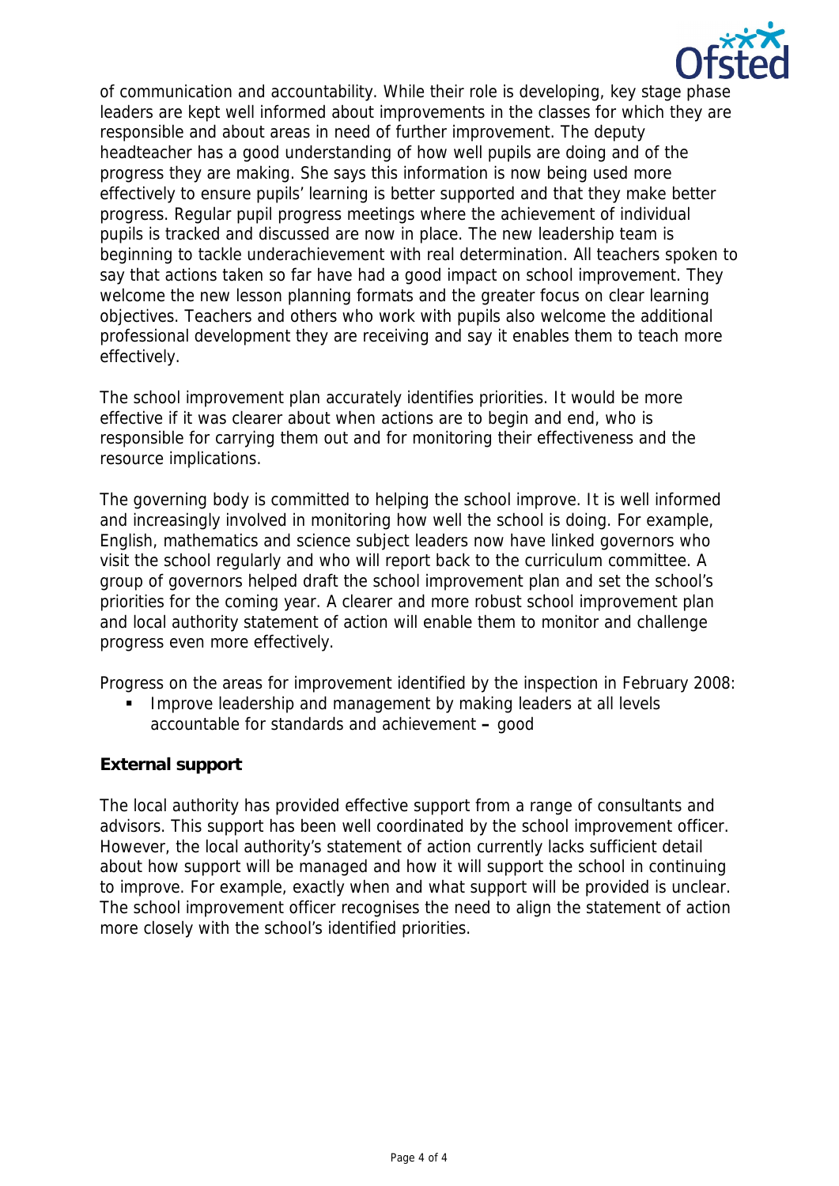of communication and accountability. While their role is developing, key stage phase leaders are kept well informed about improvements in the classes for which they are responsible and about areas in need of further improvement. The deputy headteacher has a good understanding of how well pupils are doing and of the progress they are making. She says this information is now being used more effectively to ensure pupils' learning is better supported and that they make better progress. Regular pupil progress meetings where the achievement of individual pupils is tracked and discussed are now in place. The new leadership team is beginning to tackle underachievement with real determination. All teachers spoken to say that actions taken so far have had a good impact on school improvement. They welcome the new lesson planning formats and the greater focus on clear learning objectives. Teachers and others who work with pupils also welcome the additional professional development they are receiving and say it enables them to teach more effectively.

The school improvement plan accurately identifies priorities. It would be more effective if it was clearer about when actions are to begin and end, who is responsible for carrying them out and for monitoring their effectiveness and the resource implications.

The governing body is committed to helping the school improve. It is well informed and increasingly involved in monitoring how well the school is doing. For example, English, mathematics and science subject leaders now have linked governors who visit the school regularly and who will report back to the curriculum committee. A group of governors helped draft the school improvement plan and set the school's priorities for the coming year. A clearer and more robust school improvement plan and local authority statement of action will enable them to monitor and challenge progress even more effectively.

Progress on the areas for improvement identified by the inspection in February 2008:

- Improve leadership and management by making leaders at all levels accountable for standards and achievement **–** good

**External support**

The local authority has provided effective support from a range of consultants and advisors. This support has been well coordinated by the school improvement officer. However, the local authority's statement of action currently lacks sufficient detail about how support will be managed and how it will support the school in continuing to improve. For example, exactly when and what support will be provided is unclear. The school improvement officer recognises the need to align the statement of action more closely with the school's identified priorities.